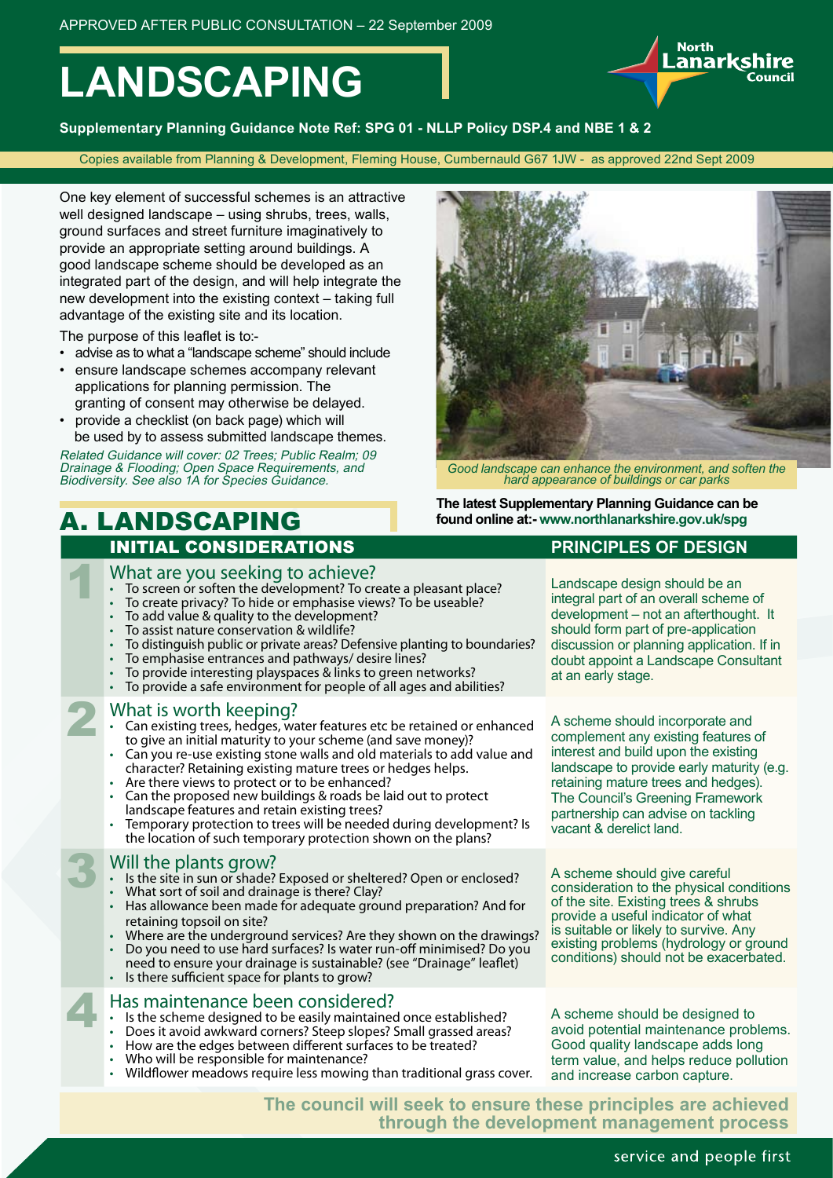APPROVED AFTER PUBLIC CONSULTATION – 22 September 2009

# LANDSCAPING

**Supplementary Planning Guidance Note Ref: SPG 01 - NLLP Policy DSP.4 and NBE 1 & 2**

Copies available from Planning & Development, Fleming House, Cumbernauld G67 1JW - as approved 22nd Sept 2009

One key element of successful schemes is an attractive well designed landscape – using shrubs, trees, walls, ground surfaces and street furniture imaginatively to provide an appropriate setting around buildings. A good landscape scheme should be developed as an integrated part of the design, and will help integrate the new development into the existing context – taking full advantage of the existing site and its location.

The purpose of this leaflet is to:-

- advise as to what a "landscape scheme" should include
- ensure landscape schemes accompany relevant applications for planning permission. The granting of consent may otherwise be delayed.
- provide a checklist (on back page) which will be used by to assess submitted landscape themes.

*Related Guidance will cover: 02 Trees; Public Realm; 09 Drainage & Flooding; Open Space Requirements, and Biodiversity. See also 1A for Species Guidance.*

*Good landscape can enhance the environment, and soften the hard appearance of buildings or car parks*

**The latest Supplementary Planning Guidance can be found online at:- www.northlanarkshire.gov.uk/spg**

## A. LANDSCAPING

| INITIAL CONSIDERATIONS | PRINCIPLES OF DESIGN |
|---|---|
| **1 What are you seeking to achieve?**<br>• To screen or soften the development? To create a pleasant place?<br>• To create privacy? To hide or emphasise views? To be useable?<br>• To add value & quality to the development?<br>• To assist nature conservation & wildlife?<br>• To distinguish public or private areas? Defensive planting to boundaries?<br>• To emphasise entrances and pathways/ desire lines?<br>• To provide interesting playspaces & links to green networks?<br>• To provide a safe environment for people of all ages and abilities? | Landscape design should be an integral part of an overall scheme of development – not an afterthought. It should form part of pre-application discussion or planning application. If in doubt appoint a Landscape Consultant at an early stage. |
| **2 What is worth keeping?**<br>• Can existing trees, hedges, water features etc be retained or enhanced to give an initial maturity to your scheme (and save money)?<br>• Can you re-use existing stone walls and old materials to add value and character? Retaining existing mature trees or hedges helps.<br>• Are there views to protect or to be enhanced?<br>• Can the proposed new buildings & roads be laid out to protect landscape features and retain existing trees?<br>• Temporary protection to trees will be needed during development? Is the location of such temporary protection shown on the plans? | A scheme should incorporate and complement any existing features of interest and build upon the existing landscape to provide early maturity (e.g. retaining mature trees and hedges). The Council's Greening Framework partnership can advise on tackling vacant & derelict land. |
| **3 Will the plants grow?**<br>• Is the site in sun or shade? Exposed or sheltered? Open or enclosed?<br>• What sort of soil and drainage is there? Clay?<br>• Has allowance been made for adequate ground preparation? And for retaining topsoil on site?<br>• Where are the underground services? Are they shown on the drawings?<br>• Do you need to use hard surfaces? Is water run-off minimised? Do you need to ensure your drainage is sustainable? (see "Drainage" leaflet)<br>• Is there sufficient space for plants to grow? | A scheme should give careful consideration to the physical conditions of the site. Existing trees & shrubs provide a useful indicator of what is suitable or likely to survive. Any existing problems (hydrology or ground conditions) should not be exacerbated. |
| **4 Has maintenance been considered?**<br>• Is the scheme designed to be easily maintained once established?<br>• Does it avoid awkward corners? Steep slopes? Small grassed areas?<br>• How are the edges between different surfaces to be treated?<br>• Who will be responsible for maintenance?<br>• Wildflower meadows require less mowing than traditional grass cover. | A scheme should be designed to avoid potential maintenance problems. Good quality landscape adds long term value, and helps reduce pollution and increase carbon capture. |

**The council will seek to ensure these principles are achieved through the development management process**

service and people first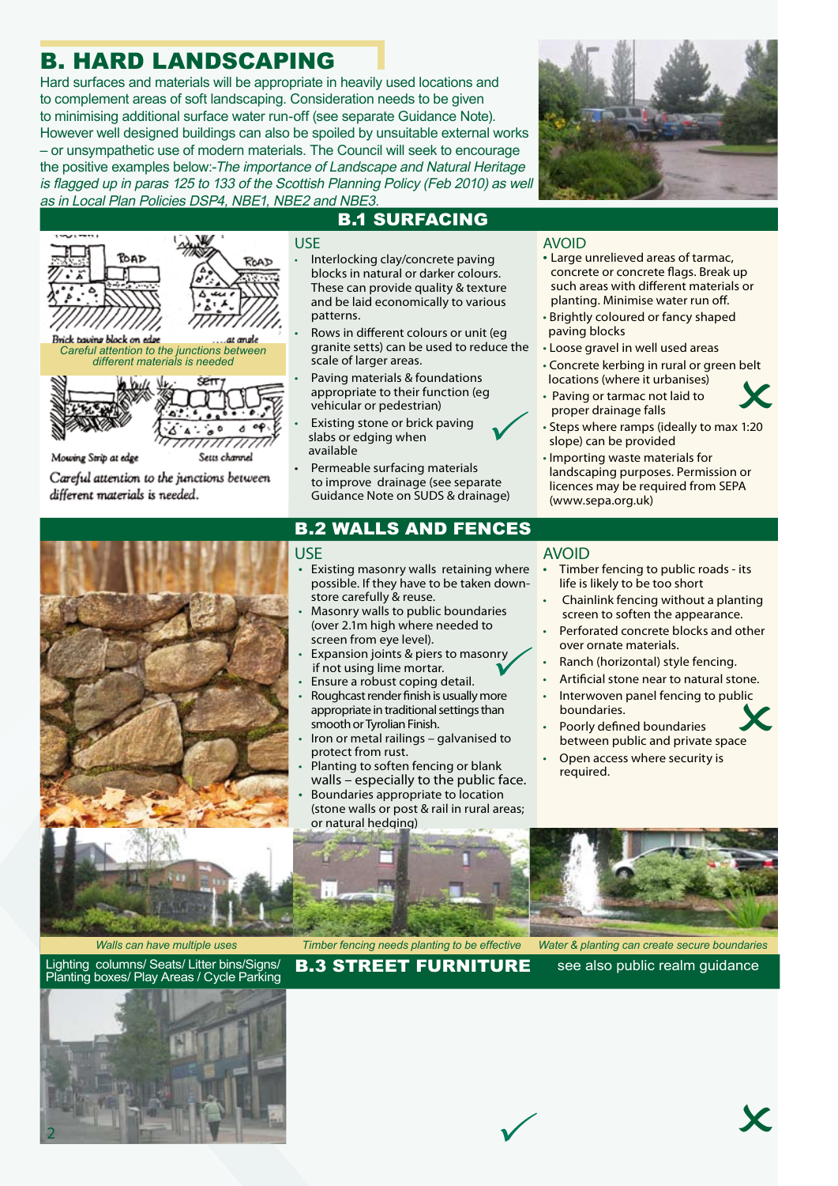# B. HARD LANDSCAPING

Hard surfaces and materials will be appropriate in heavily used locations and to complement areas of soft landscaping. Consideration needs to be given to minimising additional surface water run-off (see separate Guidance Note). However well designed buildings can also be spoiled by unsuitable external works – or unsympathetic use of modern materials. The Council will seek to encourage the positive examples below:-*The importance of Landscape and Natural Heritage is flagged up in paras 125 to 133 of the Scottish Planning Policy (Feb 2010) as well as in Local Plan Policies DSP4, NBE1, NBE2 and NBE3.*

## B.1 SURFACING

Brick paving block on edge … at angle

*Careful attention to the junctions between different materials is needed*

Mowing Strip at edge — Setts channel

Careful attention to the junctions between different materials is needed.

### USE

- Interlocking clay/concrete paving blocks in natural or darker colours. These can provide quality & texture and be laid economically to various patterns.
- Rows in different colours or unit (eg granite setts) can be used to reduce the scale of larger areas.
- Paving materials & foundations appropriate to their function (eg vehicular or pedestrian)
- Existing stone or brick paving slabs or edging when available
- Permeable surfacing materials to improve drainage (see separate Guidance Note on SUDS & drainage)

### AVOID

- Large unrelieved areas of tarmac, concrete or concrete flags. Break up such areas with different materials or planting. Minimise water run off.
- Brightly coloured or fancy shaped paving blocks
- Loose gravel in well used areas
- Concrete kerbing in rural or green belt locations (where it urbanises)
- Paving or tarmac not laid to proper drainage falls
- Steps where ramps (ideally to max 1:20 slope) can be provided
- Importing waste materials for landscaping purposes. Permission or licences may be required from SEPA (www.sepa.org.uk)

## B.2 WALLS AND FENCES

### USE

- Existing masonry walls retaining where possible. If they have to be taken down-store carefully & reuse.
- Masonry walls to public boundaries (over 2.1m high where needed to screen from eye level).
- Expansion joints & piers to masonry if not using lime mortar.
- Ensure a robust coping detail.
- Roughcast render finish is usually more appropriate in traditional settings than smooth or Tyrolian Finish.
- Iron or metal railings – galvanised to protect from rust.
- Planting to soften fencing or blank walls – especially to the public face.
- Boundaries appropriate to location (stone walls or post & rail in rural areas; or natural hedging)

### AVOID

- Timber fencing to public roads - its life is likely to be too short
- Chainlink fencing without a planting screen to soften the appearance.
- Perforated concrete blocks and other over ornate materials.
- Ranch (horizontal) style fencing.
- Artificial stone near to natural stone.
- Interwoven panel fencing to public boundaries.
- Poorly defined boundaries between public and private space
- Open access where security is required.

*Walls can have multiple uses*

*Timber fencing needs planting to be effective*

*Water & planting can create secure boundaries*

## B.3 STREET FURNITURE

Lighting columns/ Seats/ Litter bins/Signs/ Planting boxes/ Play Areas / Cycle Parking

see also public realm guidance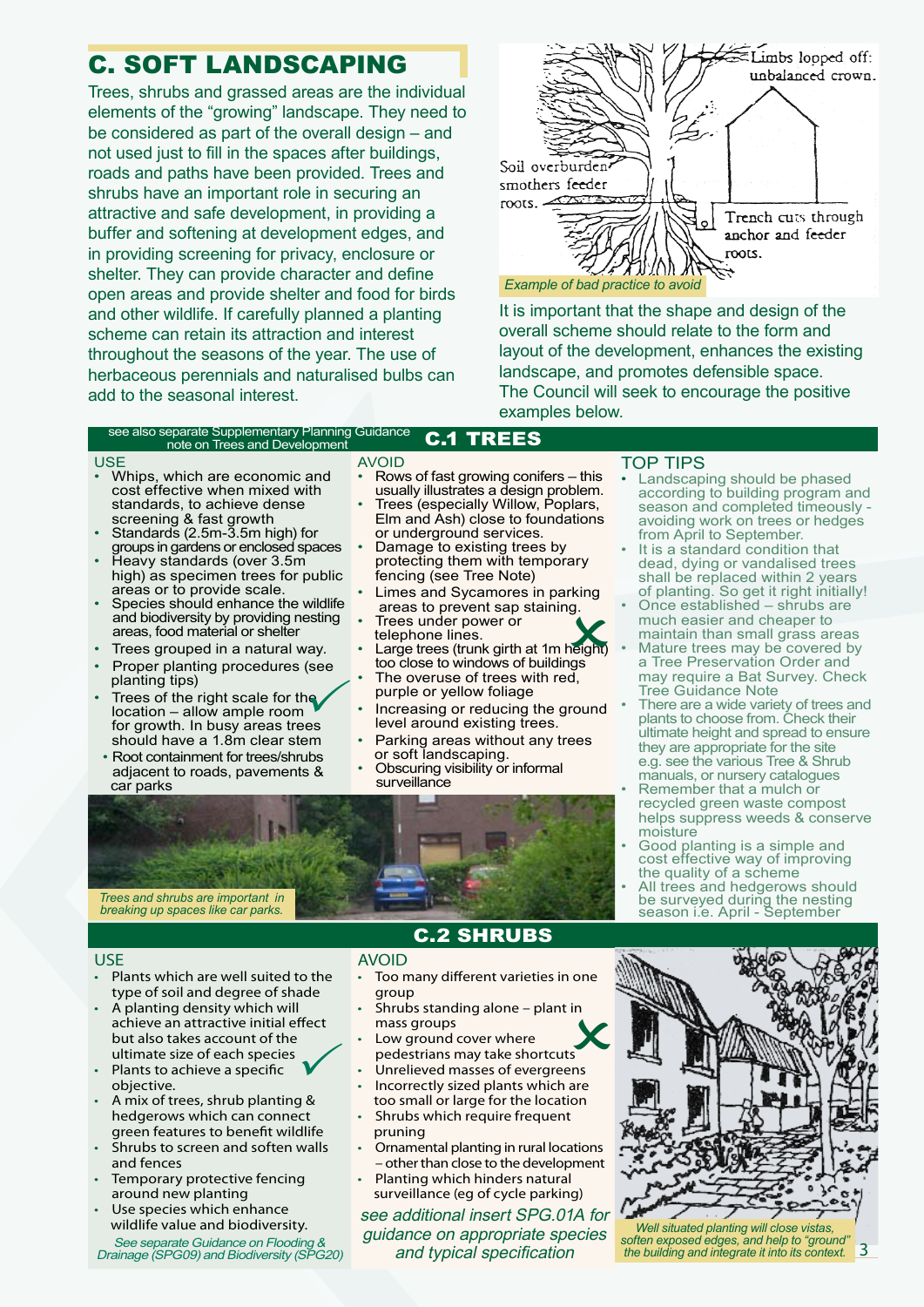# C. SOFT LANDSCAPING

Trees, shrubs and grassed areas are the individual elements of the "growing" landscape. They need to be considered as part of the overall design – and not used just to fill in the spaces after buildings, roads and paths have been provided. Trees and shrubs have an important role in securing an attractive and safe development, in providing a buffer and softening at development edges, and in providing screening for privacy, enclosure or shelter. They can provide character and define open areas and provide shelter and food for birds and other wildlife. If carefully planned a planting scheme can retain its attraction and interest throughout the seasons of the year. The use of herbaceous perennials and naturalised bulbs can add to the seasonal interest.

Limbs lopped off: unbalanced crown.

Soil overburden smothers feeder roots.

Trench cuts through anchor and feeder roots.

*Example of bad practice to avoid*

It is important that the shape and design of the overall scheme should relate to the form and layout of the development, enhances the existing landscape, and promotes defensible space. The Council will seek to encourage the positive examples below.

## C.1 TREES

see also separate Supplementary Planning Guidance note on Trees and Development

### USE

- Whips, which are economic and cost effective when mixed with standards, to achieve dense screening & fast growth
- Standards (2.5m-3.5m high) for groups in gardens or enclosed spaces
- Heavy standards (over 3.5m high) as specimen trees for public areas or to provide scale.
- Species should enhance the wildlife and biodiversity by providing nesting areas, food material or shelter
- Trees grouped in a natural way.
- Proper planting procedures (see planting tips)
- Trees of the right scale for the location – allow ample room for growth. In busy areas trees should have a 1.8m clear stem
- Root containment for trees/shrubs adjacent to roads, pavements & car parks

### AVOID

- Rows of fast growing conifers – this usually illustrates a design problem.
- Trees (especially Willow, Poplars, Elm and Ash) close to foundations or underground services.
- Damage to existing trees by protecting them with temporary fencing (see Tree Note)
- Limes and Sycamores in parking areas to prevent sap staining.
- Trees under power or telephone lines.
- Large trees (trunk girth at 1m height) too close to windows of buildings
- The overuse of trees with red, purple or yellow foliage
- Increasing or reducing the ground level around existing trees.
- Parking areas without any trees or soft landscaping.
- Obscuring visibility or informal surveillance

*Trees and shrubs are important in breaking up spaces like car parks.*

### TOP TIPS

- Landscaping should be phased according to building program and season and completed timeously - avoiding work on trees or hedges from April to September.
- It is a standard condition that dead, dying or vandalised trees shall be replaced within 2 years of planting. So get it right initially!
- Once established – shrubs are much easier and cheaper to maintain than small grass areas
- Mature trees may be covered by a Tree Preservation Order and may require a Bat Survey. Check Tree Guidance Note
- There are a wide variety of trees and plants to choose from. Check their ultimate height and spread to ensure they are appropriate for the site e.g. see the various Tree & Shrub manuals, or nursery catalogues
- Remember that a mulch or recycled green waste compost helps suppress weeds & conserve moisture
- Good planting is a simple and cost effective way of improving the quality of a scheme
- All trees and hedgerows should be surveyed during the nesting season i.e. April - September

## C.2 SHRUBS

### USE

- Plants which are well suited to the type of soil and degree of shade
- A planting density which will achieve an attractive initial effect but also takes account of the ultimate size of each species
- Plants to achieve a specific objective.
- A mix of trees, shrub planting & hedgerows which can connect green features to benefit wildlife
- Shrubs to screen and soften walls and fences
- Temporary protective fencing around new planting
- Use species which enhance wildlife value and biodiversity.

*See separate Guidance on Flooding & Drainage (SPG09) and Biodiversity (SPG20)*

### AVOID

- Too many different varieties in one group
- Shrubs standing alone – plant in mass groups
- Low ground cover where pedestrians may take shortcuts
- Unrelieved masses of evergreens
- Incorrectly sized plants which are too small or large for the location
- Shrubs which require frequent pruning
- Ornamental planting in rural locations – other than close to the development
- Planting which hinders natural surveillance (eg of cycle parking)

*see additional insert SPG.01A for guidance on appropriate species and typical specification*

*Well situated planting will close vistas, soften exposed edges, and help to "ground" the building and integrate it into its context.*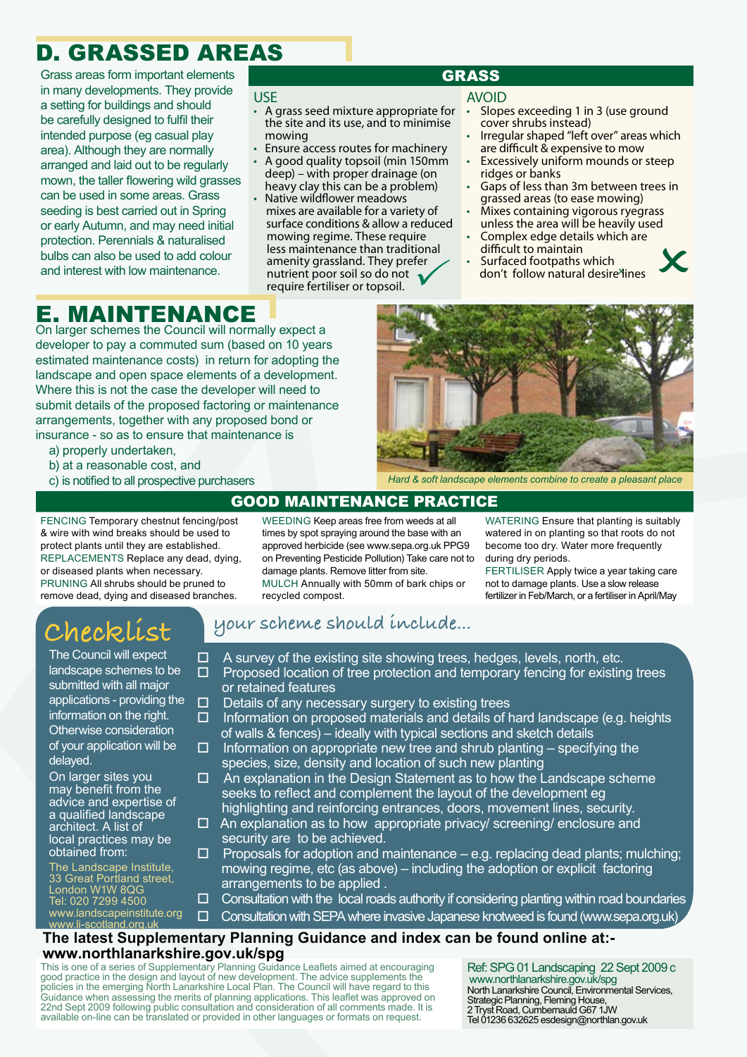# D. GRASSED AREAS

Grass areas form important elements in many developments. They provide a setting for buildings and should be carefully designed to fulfil their intended purpose (eg casual play area). Although they are normally arranged and laid out to be regularly mown, the taller flowering wild grasses can be used in some areas. Grass seeding is best carried out in Spring or early Autumn, and may need initial protection. Perennials & naturalised bulbs can also be used to add colour and interest with low maintenance.

## GRASS

### USE

- A grass seed mixture appropriate for the site and its use, and to minimise mowing
- Ensure access routes for machinery
- A good quality topsoil (min 150mm deep) – with proper drainage (on heavy clay this can be a problem)
- Native wildflower meadows mixes are available for a variety of surface conditions & allow a reduced mowing regime. These require less maintenance than traditional amenity grassland. They prefer nutrient poor soil so do not require fertiliser or topsoil.

### AVOID

- Slopes exceeding 1 in 3 (use ground cover shrubs instead)
- Irregular shaped "left over" areas which are difficult & expensive to mow
- Excessively uniform mounds or steep ridges or banks
- Gaps of less than 3m between trees in grassed areas (to ease mowing)
- Mixes containing vigorous ryegrass unless the area will be heavily used
- Complex edge details which are difficult to maintain
- Surfaced footpaths which don't follow natural desire lines

# E. MAINTENANCE

On larger schemes the Council will normally expect a developer to pay a commuted sum (based on 10 years estimated maintenance costs) in return for adopting the landscape and open space elements of a development. Where this is not the case the developer will need to submit details of the proposed factoring or maintenance arrangements, together with any proposed bond or insurance - so as to ensure that maintenance is

a) properly undertaken,
b) at a reasonable cost, and
c) is notified to all prospective purchasers

*Hard & soft landscape elements combine to create a pleasant place*

## GOOD MAINTENANCE PRACTICE

FENCING Temporary chestnut fencing/post & wire with wind breaks should be used to protect plants until they are established.
REPLACEMENTS Replace any dead, dying, or diseased plants when necessary.
PRUNING All shrubs should be pruned to remove dead, dying and diseased branches.

WEEDING Keep areas free from weeds at all times by spot spraying around the base with an approved herbicide (see www.sepa.org.uk PPG9 on Preventing Pesticide Pollution) Take care not to damage plants. Remove litter from site.
MULCH Annually with 50mm of bark chips or recycled compost.

WATERING Ensure that planting is suitably watered in on planting so that roots do not become too dry. Water more frequently during dry periods.
FERTILISER Apply twice a year taking care not to damage plants. Use a slow release fertilizer in Feb/March, or a fertiliser in April/May

# Checklist

## your scheme should include...

The Council will expect landscape schemes to be submitted with all major applications - providing the information on the right. Otherwise consideration of your application will be delayed.

On larger sites you may benefit from the advice and expertise of a qualified landscape architect. A list of local practices may be obtained from:

The Landscape Institute,
33 Great Portland street,
London W1W 8QG
Tel: 020 7299 4500
www.landscapeinstitute.org
www.li-scotland.org.uk

- ☐ A survey of the existing site showing trees, hedges, levels, north, etc.
- ☐ Proposed location of tree protection and temporary fencing for existing trees or retained features
- ☐ Details of any necessary surgery to existing trees
- ☐ Information on proposed materials and details of hard landscape (e.g. heights of walls & fences) – ideally with typical sections and sketch details
- ☐ Information on appropriate new tree and shrub planting – specifying the species, size, density and location of such new planting
- ☐ An explanation in the Design Statement as to how the Landscape scheme seeks to reflect and complement the layout of the development eg highlighting and reinforcing entrances, doors, movement lines, security.
- ☐ An explanation as to how appropriate privacy/ screening/ enclosure and security are to be achieved.
- ☐ Proposals for adoption and maintenance – e.g. replacing dead plants; mulching; mowing regime, etc (as above) – including the adoption or explicit factoring arrangements to be applied .
- ☐ Consultation with the local roads authority if considering planting within road boundaries
- ☐ Consultation with SEPA where invasive Japanese knotweed is found (www.sepa.org.uk)

**The latest Supplementary Planning Guidance and index can be found online at:- www.northlanarkshire.gov.uk/spg**

This is one of a series of Supplementary Planning Guidance Leaflets aimed at encouraging good practice in the design and layout of new development. The advice supplements the policies in the emerging North Lanarkshire Local Plan. The Council will have regard to this Guidance when assessing the merits of planning applications. This leaflet was approved on 22nd Sept 2009 following public consultation and consideration of all comments made. It is available on-line can be translated or provided in other languages or formats on request.

Ref: SPG 01 Landscaping 22 Sept 2009 c
www.northlanarkshire.gov.uk/spg
North Lanarkshire Council, Environmental Services,
Strategic Planning, Fleming House,
2 Tryst Road, Cumbernauld G67 1JW
Tel 01236 632625 esdesign@northlan.gov.uk